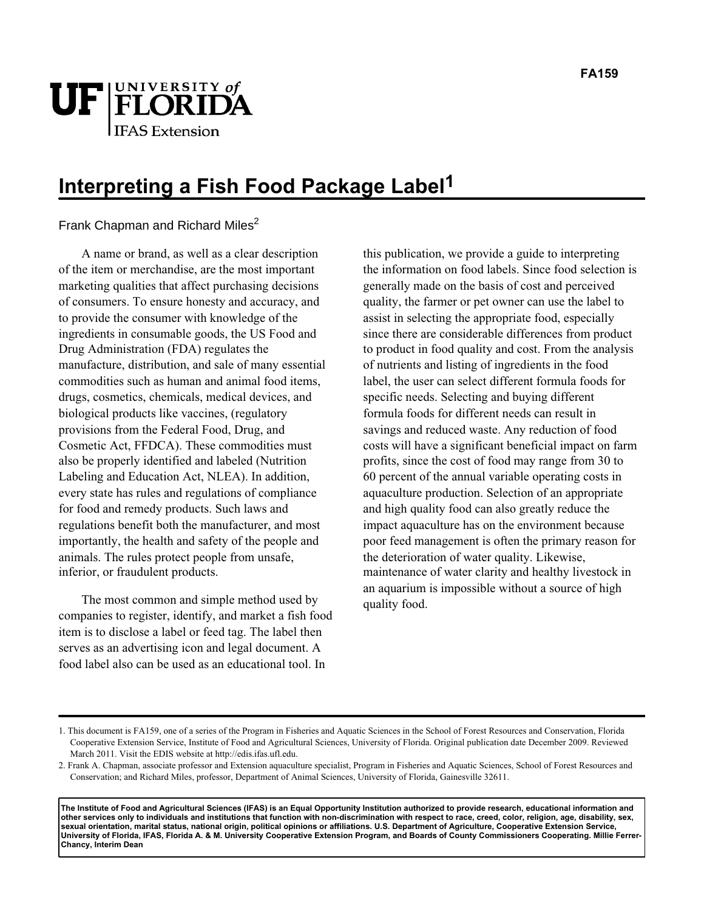# Interpreting a Fish Food Package Label[1]

Frank Chapman and Richard Miles[2]

A name or brand, as well as a clear description of the item or merchandise, are the most important marketing qualities that affect purchasing decisions of consumers. To ensure honesty and accuracy, and to provide the consumer with knowledge of the ingredients in consumable goods, the US Food and Drug Administration (FDA) regulates the manufacture, distribution, and sale of many essential commodities such as human and animal food items, drugs, cosmetics, chemicals, medical devices, and biological products like vaccines, (regulatory provisions from the Federal Food, Drug, and Cosmetic Act, FFDCA). These commodities must also be properly identified and labeled (Nutrition Labeling and Education Act, NLEA). In addition, every state has rules and regulations of compliance for food and remedy products. Such laws and regulations benefit both the manufacturer, and most importantly, the health and safety of the people and animals. The rules protect people from unsafe, inferior, or fraudulent products.

The most common and simple method used by companies to register, identify, and market a fish food item is to disclose a label or feed tag. The label then serves as an advertising icon and legal document. A food label also can be used as an educational tool. In this publication, we provide a guide to interpreting the information on food labels. Since food selection is generally made on the basis of cost and perceived quality, the farmer or pet owner can use the label to assist in selecting the appropriate food, especially since there are considerable differences from product to product in food quality and cost. From the analysis of nutrients and listing of ingredients in the food label, the user can select different formula foods for specific needs. Selecting and buying different formula foods for different needs can result in savings and reduced waste. Any reduction of food costs will have a significant beneficial impact on farm profits, since the cost of food may range from 30 to 60 percent of the annual variable operating costs in aquaculture production. Selection of an appropriate and high quality food can also greatly reduce the impact aquaculture has on the environment because poor feed management is often the primary reason for the deterioration of water quality. Likewise, maintenance of water clarity and healthy livestock in an aquarium is impossible without a source of high quality food.

---

1. This document is FA159, one of a series of the Program in Fisheries and Aquatic Sciences in the School of Forest Resources and Conservation, Florida Cooperative Extension Service, Institute of Food and Agricultural Sciences, University of Florida. Original publication date December 2009. Reviewed March 2011. Visit the EDIS website at http://edis.ifas.ufl.edu.
2. Frank A. Chapman, associate professor and Extension aquaculture specialist, Program in Fisheries and Aquatic Sciences, School of Forest Resources and Conservation; and Richard Miles, professor, Department of Animal Sciences, University of Florida, Gainesville 32611.

**The Institute of Food and Agricultural Sciences (IFAS) is an Equal Opportunity Institution authorized to provide research, educational information and other services only to individuals and institutions that function with non-discrimination with respect to race, creed, color, religion, age, disability, sex, sexual orientation, marital status, national origin, political opinions or affiliations. U.S. Department of Agriculture, Cooperative Extension Service, University of Florida, IFAS, Florida A. & M. University Cooperative Extension Program, and Boards of County Commissioners Cooperating. Millie Ferrer-Chancy, Interim Dean**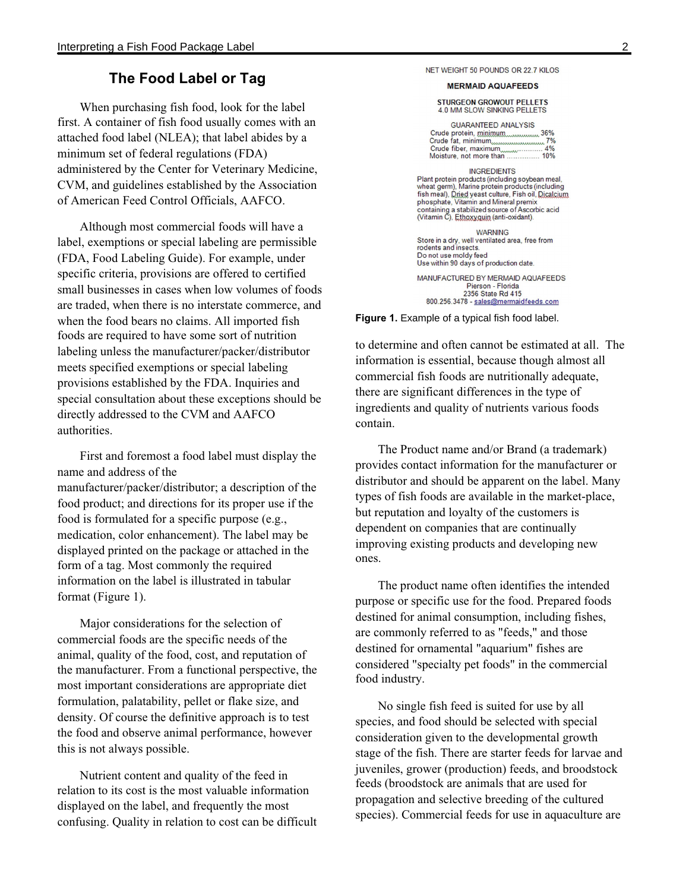## The Food Label or Tag

When purchasing fish food, look for the label first. A container of fish food usually comes with an attached food label (NLEA); that label abides by a minimum set of federal regulations (FDA) administered by the Center for Veterinary Medicine, CVM, and guidelines established by the Association of American Feed Control Officials, AAFCO.

Although most commercial foods will have a label, exemptions or special labeling are permissible (FDA, Food Labeling Guide). For example, under specific criteria, provisions are offered to certified small businesses in cases when low volumes of foods are traded, when there is no interstate commerce, and when the food bears no claims. All imported fish foods are required to have some sort of nutrition labeling unless the manufacturer/packer/distributor meets specified exemptions or special labeling provisions established by the FDA. Inquiries and special consultation about these exceptions should be directly addressed to the CVM and AAFCO authorities.

First and foremost a food label must display the name and address of the manufacturer/packer/distributor; a description of the food product; and directions for its proper use if the food is formulated for a specific purpose (e.g., medication, color enhancement). The label may be displayed printed on the package or attached in the form of a tag. Most commonly the required information on the label is illustrated in tabular format (Figure 1).

Major considerations for the selection of commercial foods are the specific needs of the animal, quality of the food, cost, and reputation of the manufacturer. From a functional perspective, the most important considerations are appropriate diet formulation, palatability, pellet or flake size, and density. Of course the definitive approach is to test the food and observe animal performance, however this is not always possible.

Nutrient content and quality of the feed in relation to its cost is the most valuable information displayed on the label, and frequently the most confusing. Quality in relation to cost can be difficult to determine and often cannot be estimated at all. The information is essential, because though almost all commercial fish foods are nutritionally adequate, there are significant differences in the type of ingredients and quality of nutrients various foods contain.

NET WEIGHT 50 POUNDS OR 22.7 KILOS

**MERMAID AQUAFEEDS**

**STURGEON GROWOUT PELLETS**
4.0 MM SLOW SINKING PELLETS

GUARANTEED ANALYSIS
Crude protein, minimum.............. 36%
Crude fat, minimum........................ 7%
Crude fiber, maximum..................... 4%
Moisture, not more than ............... 10%

INGREDIENTS
Plant protein products (including soybean meal, wheat germ), Marine protein products (including fish meal), Dried yeast culture, Fish oil, Dicalcium phosphate, Vitamin and Mineral premix containing a stabilized source of Ascorbic acid (Vitamin C), Ethoxyquin (anti-oxidant).

WARNING
Store in a dry, well ventilated area, free from rodents and insects.
Do not use moldy feed
Use within 90 days of production date.

MANUFACTURED BY MERMAID AQUAFEEDS
Pierson - Florida
2356 State Rd 415
800.256.3478 - sales@mermaidfeeds.com

**Figure 1.** Example of a typical fish food label.

The Product name and/or Brand (a trademark) provides contact information for the manufacturer or distributor and should be apparent on the label. Many types of fish foods are available in the market-place, but reputation and loyalty of the customers is dependent on companies that are continually improving existing products and developing new ones.

The product name often identifies the intended purpose or specific use for the food. Prepared foods destined for animal consumption, including fishes, are commonly referred to as "feeds," and those destined for ornamental "aquarium" fishes are considered "specialty pet foods" in the commercial food industry.

No single fish feed is suited for use by all species, and food should be selected with special consideration given to the developmental growth stage of the fish. There are starter feeds for larvae and juveniles, grower (production) feeds, and broodstock feeds (broodstock are animals that are used for propagation and selective breeding of the cultured species). Commercial feeds for use in aquaculture are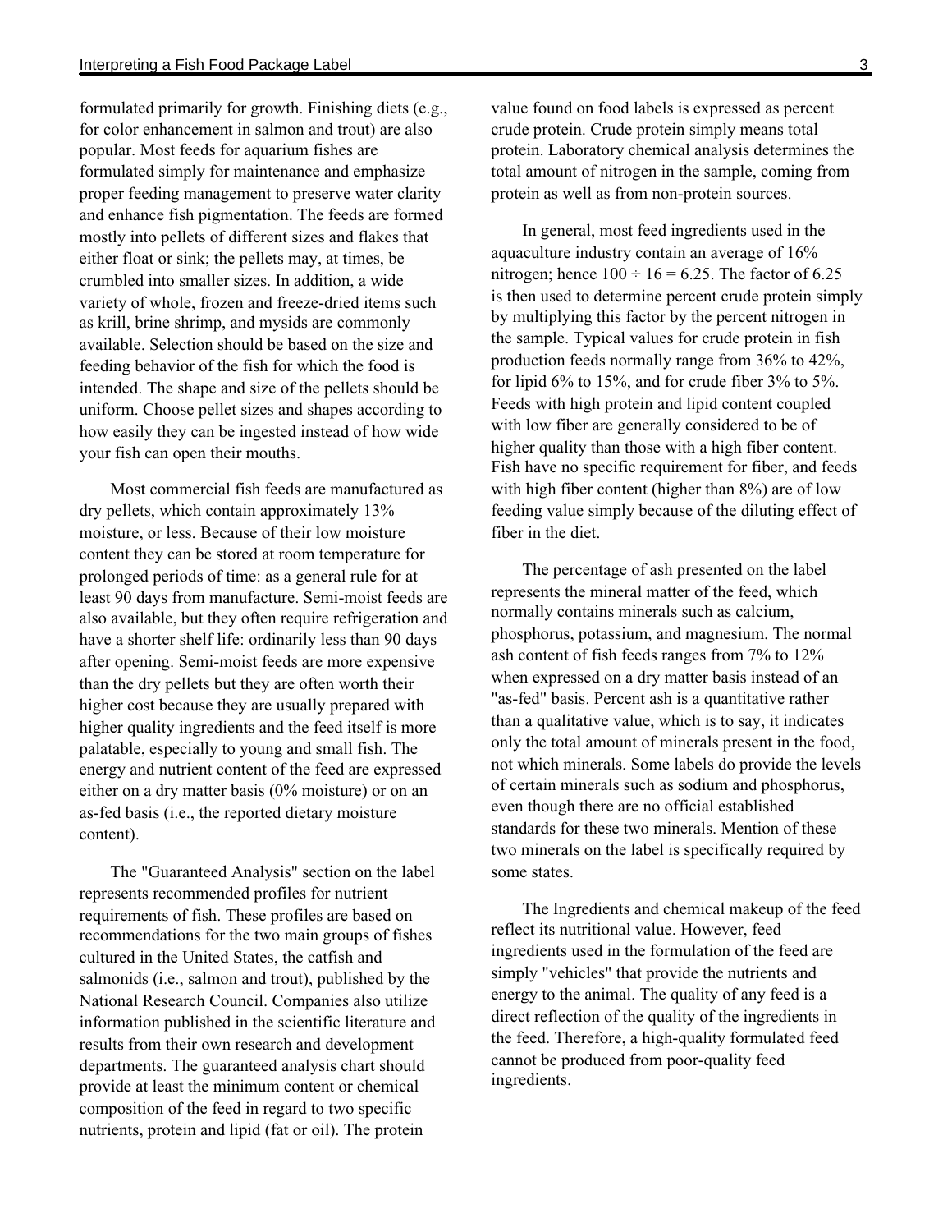formulated primarily for growth. Finishing diets (e.g., for color enhancement in salmon and trout) are also popular. Most feeds for aquarium fishes are formulated simply for maintenance and emphasize proper feeding management to preserve water clarity and enhance fish pigmentation. The feeds are formed mostly into pellets of different sizes and flakes that either float or sink; the pellets may, at times, be crumbled into smaller sizes. In addition, a wide variety of whole, frozen and freeze-dried items such as krill, brine shrimp, and mysids are commonly available. Selection should be based on the size and feeding behavior of the fish for which the food is intended. The shape and size of the pellets should be uniform. Choose pellet sizes and shapes according to how easily they can be ingested instead of how wide your fish can open their mouths.

Most commercial fish feeds are manufactured as dry pellets, which contain approximately 13% moisture, or less. Because of their low moisture content they can be stored at room temperature for prolonged periods of time: as a general rule for at least 90 days from manufacture. Semi-moist feeds are also available, but they often require refrigeration and have a shorter shelf life: ordinarily less than 90 days after opening. Semi-moist feeds are more expensive than the dry pellets but they are often worth their higher cost because they are usually prepared with higher quality ingredients and the feed itself is more palatable, especially to young and small fish. The energy and nutrient content of the feed are expressed either on a dry matter basis (0% moisture) or on an as-fed basis (i.e., the reported dietary moisture content).

The "Guaranteed Analysis" section on the label represents recommended profiles for nutrient requirements of fish. These profiles are based on recommendations for the two main groups of fishes cultured in the United States, the catfish and salmonids (i.e., salmon and trout), published by the National Research Council. Companies also utilize information published in the scientific literature and results from their own research and development departments. The guaranteed analysis chart should provide at least the minimum content or chemical composition of the feed in regard to two specific nutrients, protein and lipid (fat or oil). The protein value found on food labels is expressed as percent crude protein. Crude protein simply means total protein. Laboratory chemical analysis determines the total amount of nitrogen in the sample, coming from protein as well as from non-protein sources.

In general, most feed ingredients used in the aquaculture industry contain an average of 16% nitrogen; hence $100 \div 16 = 6.25$. The factor of 6.25 is then used to determine percent crude protein simply by multiplying this factor by the percent nitrogen in the sample. Typical values for crude protein in fish production feeds normally range from 36% to 42%, for lipid 6% to 15%, and for crude fiber 3% to 5%. Feeds with high protein and lipid content coupled with low fiber are generally considered to be of higher quality than those with a high fiber content. Fish have no specific requirement for fiber, and feeds with high fiber content (higher than 8%) are of low feeding value simply because of the diluting effect of fiber in the diet.

The percentage of ash presented on the label represents the mineral matter of the feed, which normally contains minerals such as calcium, phosphorus, potassium, and magnesium. The normal ash content of fish feeds ranges from 7% to 12% when expressed on a dry matter basis instead of an "as-fed" basis. Percent ash is a quantitative rather than a qualitative value, which is to say, it indicates only the total amount of minerals present in the food, not which minerals. Some labels do provide the levels of certain minerals such as sodium and phosphorus, even though there are no official established standards for these two minerals. Mention of these two minerals on the label is specifically required by some states.

The Ingredients and chemical makeup of the feed reflect its nutritional value. However, feed ingredients used in the formulation of the feed are simply "vehicles" that provide the nutrients and energy to the animal. The quality of any feed is a direct reflection of the quality of the ingredients in the feed. Therefore, a high-quality formulated feed cannot be produced from poor-quality feed ingredients.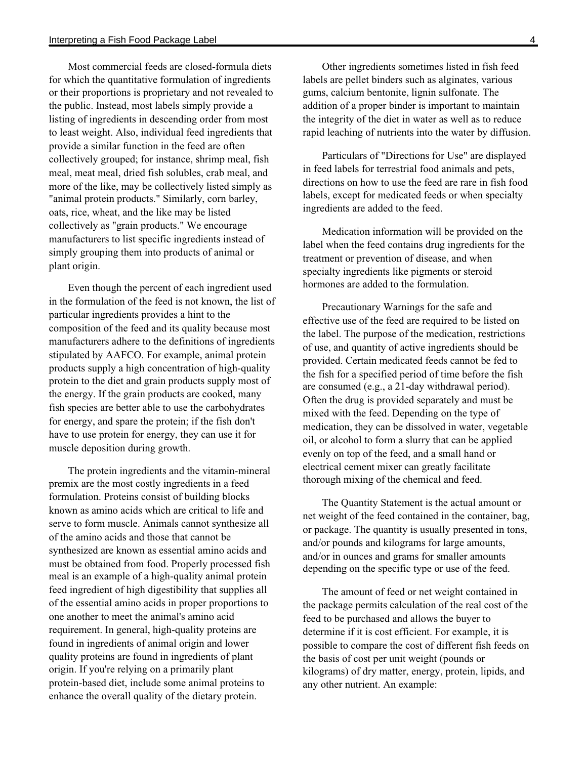Most commercial feeds are closed-formula diets for which the quantitative formulation of ingredients or their proportions is proprietary and not revealed to the public. Instead, most labels simply provide a listing of ingredients in descending order from most to least weight. Also, individual feed ingredients that provide a similar function in the feed are often collectively grouped; for instance, shrimp meal, fish meal, meat meal, dried fish solubles, crab meal, and more of the like, may be collectively listed simply as "animal protein products." Similarly, corn barley, oats, rice, wheat, and the like may be listed collectively as "grain products." We encourage manufacturers to list specific ingredients instead of simply grouping them into products of animal or plant origin.

Even though the percent of each ingredient used in the formulation of the feed is not known, the list of particular ingredients provides a hint to the composition of the feed and its quality because most manufacturers adhere to the definitions of ingredients stipulated by AAFCO. For example, animal protein products supply a high concentration of high-quality protein to the diet and grain products supply most of the energy. If the grain products are cooked, many fish species are better able to use the carbohydrates for energy, and spare the protein; if the fish don't have to use protein for energy, they can use it for muscle deposition during growth.

The protein ingredients and the vitamin-mineral premix are the most costly ingredients in a feed formulation. Proteins consist of building blocks known as amino acids which are critical to life and serve to form muscle. Animals cannot synthesize all of the amino acids and those that cannot be synthesized are known as essential amino acids and must be obtained from food. Properly processed fish meal is an example of a high-quality animal protein feed ingredient of high digestibility that supplies all of the essential amino acids in proper proportions to one another to meet the animal's amino acid requirement. In general, high-quality proteins are found in ingredients of animal origin and lower quality proteins are found in ingredients of plant origin. If you're relying on a primarily plant protein-based diet, include some animal proteins to enhance the overall quality of the dietary protein.

Other ingredients sometimes listed in fish feed labels are pellet binders such as alginates, various gums, calcium bentonite, lignin sulfonate. The addition of a proper binder is important to maintain the integrity of the diet in water as well as to reduce rapid leaching of nutrients into the water by diffusion.

Particulars of "Directions for Use" are displayed in feed labels for terrestrial food animals and pets, directions on how to use the feed are rare in fish food labels, except for medicated feeds or when specialty ingredients are added to the feed.

Medication information will be provided on the label when the feed contains drug ingredients for the treatment or prevention of disease, and when specialty ingredients like pigments or steroid hormones are added to the formulation.

Precautionary Warnings for the safe and effective use of the feed are required to be listed on the label. The purpose of the medication, restrictions of use, and quantity of active ingredients should be provided. Certain medicated feeds cannot be fed to the fish for a specified period of time before the fish are consumed (e.g., a 21-day withdrawal period). Often the drug is provided separately and must be mixed with the feed. Depending on the type of medication, they can be dissolved in water, vegetable oil, or alcohol to form a slurry that can be applied evenly on top of the feed, and a small hand or electrical cement mixer can greatly facilitate thorough mixing of the chemical and feed.

The Quantity Statement is the actual amount or net weight of the feed contained in the container, bag, or package. The quantity is usually presented in tons, and/or pounds and kilograms for large amounts, and/or in ounces and grams for smaller amounts depending on the specific type or use of the feed.

The amount of feed or net weight contained in the package permits calculation of the real cost of the feed to be purchased and allows the buyer to determine if it is cost efficient. For example, it is possible to compare the cost of different fish feeds on the basis of cost per unit weight (pounds or kilograms) of dry matter, energy, protein, lipids, and any other nutrient. An example: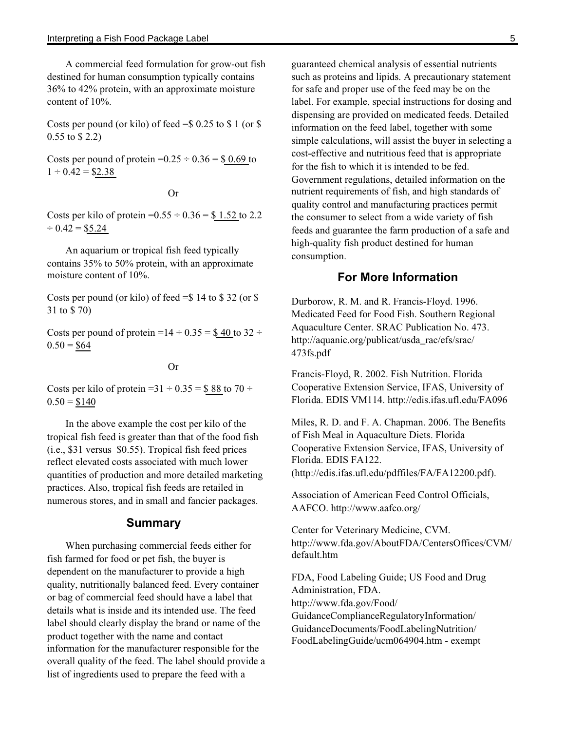A commercial feed formulation for grow-out fish destined for human consumption typically contains 36% to 42% protein, with an approximate moisture content of 10%.

Costs per pound (or kilo) of feed =$ 0.25 to $ 1 (or $ 0.55 to $ 2.2)

Costs per pound of protein =0.25 ÷ 0.36 = $ 0.69 to 1 ÷ 0.42 = $2.38

Or

Costs per kilo of protein =0.55 ÷ 0.36 = $ 1.52 to 2.2 ÷ 0.42 = $5.24

An aquarium or tropical fish feed typically contains 35% to 50% protein, with an approximate moisture content of 10%.

Costs per pound (or kilo) of feed =$ 14 to $ 32 (or $ 31 to $ 70)

Costs per pound of protein =14 ÷ 0.35 = $ 40 to 32 ÷ 0.50 = $64

Or

Costs per kilo of protein =31 ÷ 0.35 = $ 88 to 70 ÷ 0.50 = $140

In the above example the cost per kilo of the tropical fish feed is greater than that of the food fish (i.e., $31 versus $0.55). Tropical fish feed prices reflect elevated costs associated with much lower quantities of production and more detailed marketing practices. Also, tropical fish feeds are retailed in numerous stores, and in small and fancier packages.

## Summary

When purchasing commercial feeds either for fish farmed for food or pet fish, the buyer is dependent on the manufacturer to provide a high quality, nutritionally balanced feed. Every container or bag of commercial feed should have a label that details what is inside and its intended use. The feed label should clearly display the brand or name of the product together with the name and contact information for the manufacturer responsible for the overall quality of the feed. The label should provide a list of ingredients used to prepare the feed with a guaranteed chemical analysis of essential nutrients such as proteins and lipids. A precautionary statement for safe and proper use of the feed may be on the label. For example, special instructions for dosing and dispensing are provided on medicated feeds. Detailed information on the feed label, together with some simple calculations, will assist the buyer in selecting a cost-effective and nutritious feed that is appropriate for the fish to which it is intended to be fed. Government regulations, detailed information on the nutrient requirements of fish, and high standards of quality control and manufacturing practices permit the consumer to select from a wide variety of fish feeds and guarantee the farm production of a safe and high-quality fish product destined for human consumption.

## For More Information

Durborow, R. M. and R. Francis-Floyd. 1996. Medicated Feed for Food Fish. Southern Regional Aquaculture Center. SRAC Publication No. 473. http://aquanic.org/publicat/usda_rac/efs/srac/473fs.pdf

Francis-Floyd, R. 2002. Fish Nutrition. Florida Cooperative Extension Service, IFAS, University of Florida. EDIS VM114. http://edis.ifas.ufl.edu/FA096

Miles, R. D. and F. A. Chapman. 2006. The Benefits of Fish Meal in Aquaculture Diets. Florida Cooperative Extension Service, IFAS, University of Florida. EDIS FA122. (http://edis.ifas.ufl.edu/pdffiles/FA/FA12200.pdf).

Association of American Feed Control Officials, AAFCO. http://www.aafco.org/

Center for Veterinary Medicine, CVM. http://www.fda.gov/AboutFDA/CentersOffices/CVM/default.htm

FDA, Food Labeling Guide; US Food and Drug Administration, FDA. http://www.fda.gov/Food/GuidanceComplianceRegulatoryInformation/GuidanceDocuments/FoodLabelingNutrition/FoodLabelingGuide/ucm064904.htm - exempt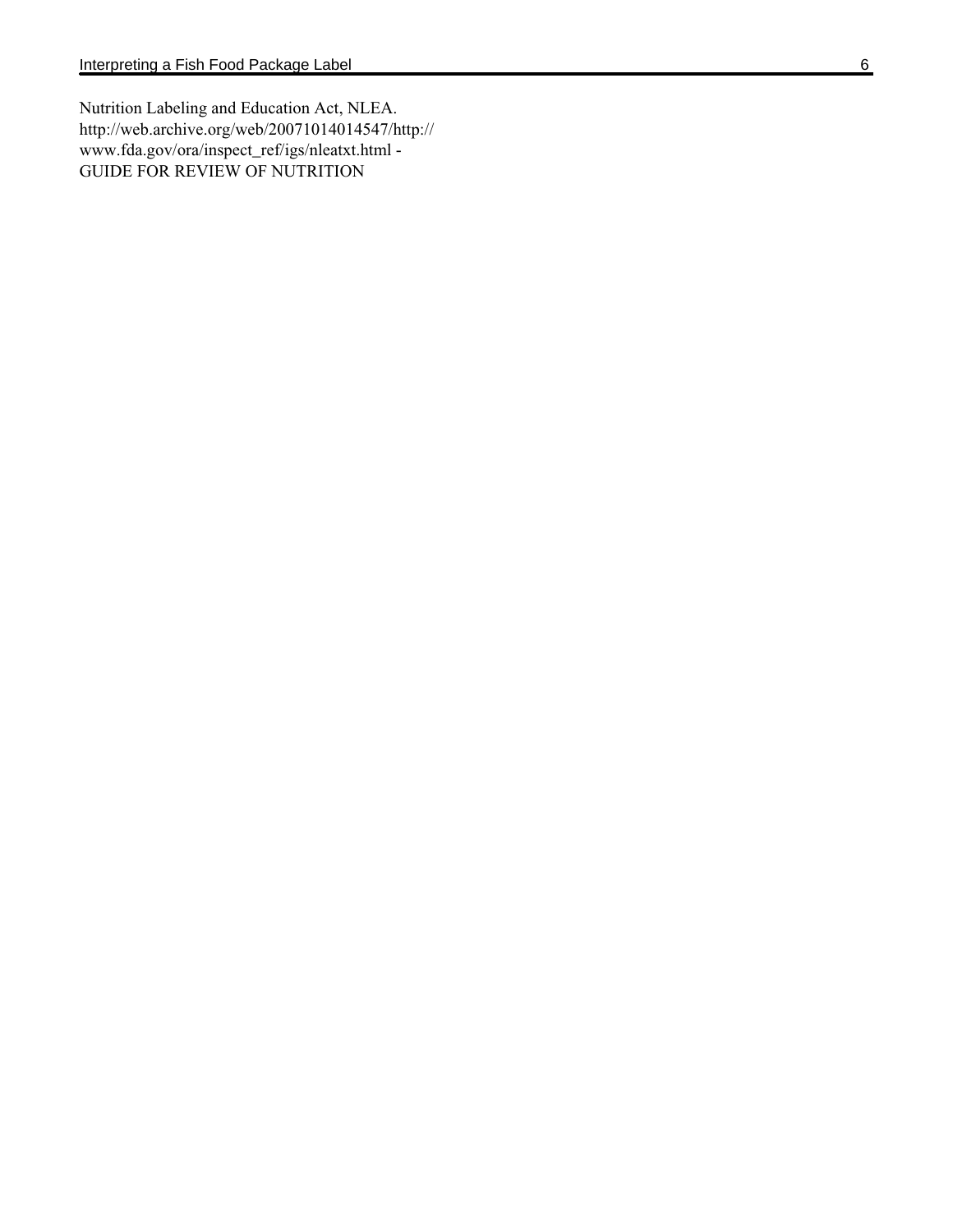Nutrition Labeling and Education Act, NLEA.
http://web.archive.org/web/20071014014547/http://
www.fda.gov/ora/inspect_ref/igs/nleatxt.html -
GUIDE FOR REVIEW OF NUTRITION